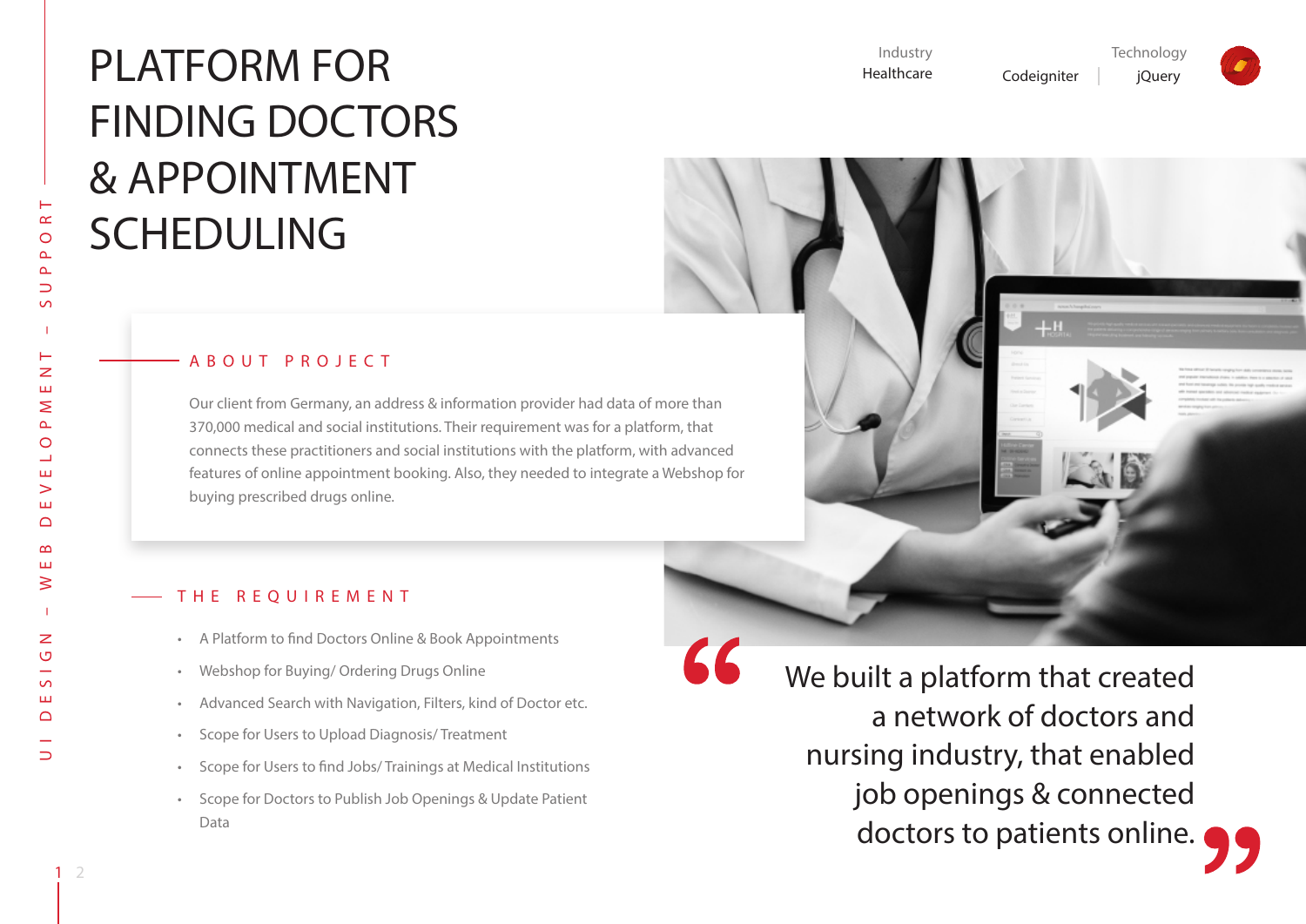# PLATFORM FOR FINDING DOCTORS & APPOINTMENT SCHEDULING

Industry
Healthcare

Technology
Codeigniter | jQuery

UI DESIGN – WEB DEVELOPMENT – SUPPORT

## ABOUT PROJECT

Our client from Germany, an address & information provider had data of more than 370,000 medical and social institutions. Their requirement was for a platform, that connects these practitioners and social institutions with the platform, with advanced features of online appointment booking. Also, they needed to integrate a Webshop for buying prescribed drugs online.

## THE REQUIREMENT

- A Platform to find Doctors Online & Book Appointments
- Webshop for Buying/ Ordering Drugs Online
- Advanced Search with Navigation, Filters, kind of Doctor etc.
- Scope for Users to Upload Diagnosis/ Treatment
- Scope for Users to find Jobs/ Trainings at Medical Institutions
- Scope for Doctors to Publish Job Openings & Update Patient Data

> "We built a platform that created a network of doctors and nursing industry, that enabled job openings & connected doctors to patients online."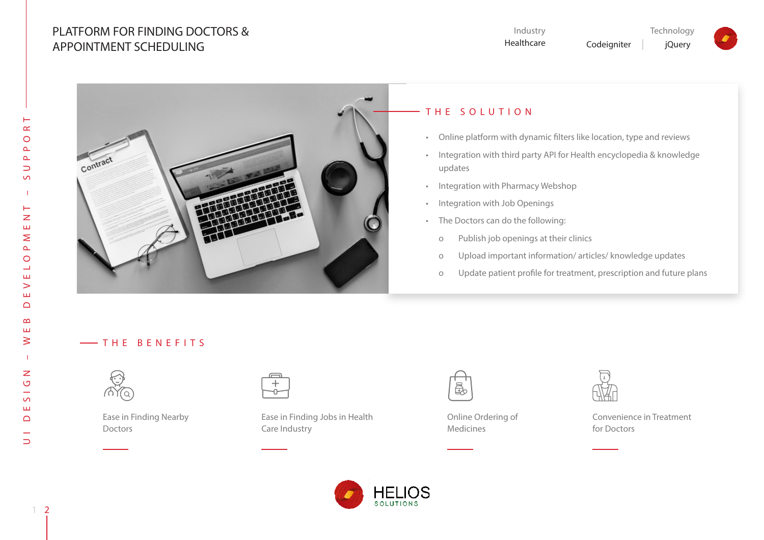# PLATFORM FOR FINDING DOCTORS & APPOINTMENT SCHEDULING

Industry
Healthcare

Technology
Codeigniter | jQuery

UI DESIGN – WEB DEVELOPMENT – SUPPORT

## THE SOLUTION

- Online platform with dynamic filters like location, type and reviews
- Integration with third party API for Health encyclopedia & knowledge updates
- Integration with Pharmacy Webshop
- Integration with Job Openings
- The Doctors can do the following:
  - Publish job openings at their clinics
  - Upload important information/ articles/ knowledge updates
  - Update patient profile for treatment, prescription and future plans

## THE BENEFITS

Ease in Finding Nearby Doctors

Ease in Finding Jobs in Health Care Industry

Online Ordering of Medicines

Convenience in Treatment for Doctors

HELIOS SOLUTIONS